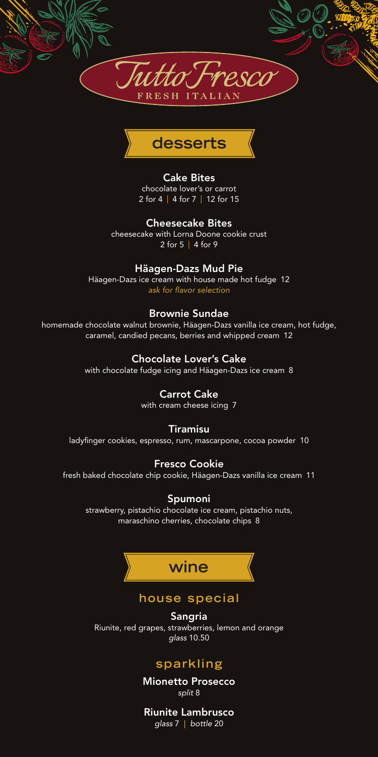# Tutto Fresco

FRESH ITALIAN

## desserts

**Cake Bites**
chocolate lover's or carrot
2 for 4 | 4 for 7 | 12 for 15

**Cheesecake Bites**
cheesecake with Lorna Doone cookie crust
2 for 5 | 4 for 9

**Häagen-Dazs Mud Pie**
Häagen-Dazs ice cream with house made hot fudge 12
*ask for flavor selection*

**Brownie Sundae**
homemade chocolate walnut brownie, Häagen-Dazs vanilla ice cream, hot fudge, caramel, candied pecans, berries and whipped cream 12

**Chocolate Lover's Cake**
with chocolate fudge icing and Häagen-Dazs ice cream 8

**Carrot Cake**
with cream cheese icing 7

**Tiramisu**
ladyfinger cookies, espresso, rum, mascarpone, cocoa powder 10

**Fresco Cookie**
fresh baked chocolate chip cookie, Häagen-Dazs vanilla ice cream 11

**Spumoni**
strawberry, pistachio chocolate ice cream, pistachio nuts, maraschino cherries, chocolate chips 8

## wine

### house special

**Sangria**
Riunite, red grapes, strawberries, lemon and orange
*glass* 10.50

### sparkling

**Mionetto Prosecco**
*split* 8

**Riunite Lambrusco**
*glass* 7 | *bottle* 20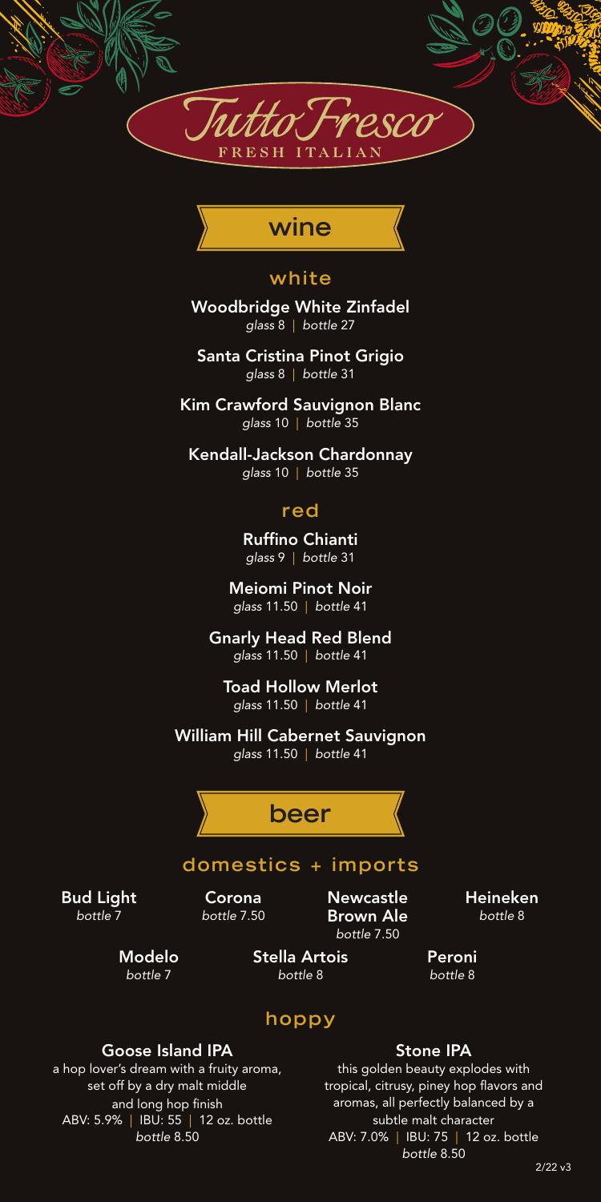# Tutto Fresco

FRESH ITALIAN

## wine

### white

**Woodbridge White Zinfadel**
*glass* 8 | *bottle* 27

**Santa Cristina Pinot Grigio**
*glass* 8 | *bottle* 31

**Kim Crawford Sauvignon Blanc**
*glass* 10 | *bottle* 35

**Kendall-Jackson Chardonnay**
*glass* 10 | *bottle* 35

### red

**Ruffino Chianti**
*glass* 9 | *bottle* 31

**Meiomi Pinot Noir**
*glass* 11.50 | *bottle* 41

**Gnarly Head Red Blend**
*glass* 11.50 | *bottle* 41

**Toad Hollow Merlot**
*glass* 11.50 | *bottle* 41

**William Hill Cabernet Sauvignon**
*glass* 11.50 | *bottle* 41

## beer

### domestics + imports

**Bud Light**
*bottle* 7

**Corona**
*bottle* 7.50

**Newcastle Brown Ale**
*bottle* 7.50

**Heineken**
*bottle* 8

**Modelo**
*bottle* 7

**Stella Artois**
*bottle* 8

**Peroni**
*bottle* 8

### hoppy

**Goose Island IPA**
a hop lover's dream with a fruity aroma, set off by a dry malt middle and long hop finish
ABV: 5.9% | IBU: 55 | 12 oz. bottle
*bottle* 8.50

**Stone IPA**
this golden beauty explodes with tropical, citrusy, piney hop flavors and aromas, all perfectly balanced by a subtle malt character
ABV: 7.0% | IBU: 75 | 12 oz. bottle
*bottle* 8.50

2/22 v3